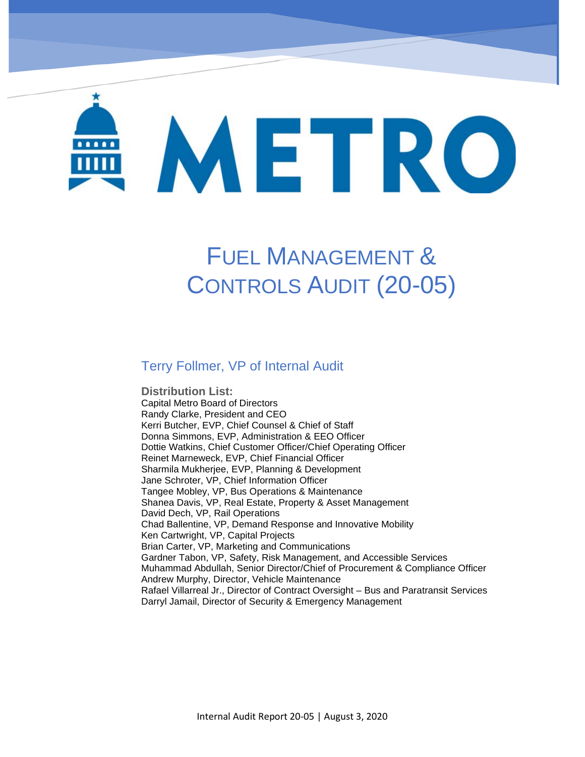# METRO

# FUEL MANAGEMENT & CONTROLS AUDIT (20-05)

## Terry Follmer, VP of Internal Audit

**Distribution List:**

Capital Metro Board of Directors
Randy Clarke, President and CEO
Kerri Butcher, EVP, Chief Counsel & Chief of Staff
Donna Simmons, EVP, Administration & EEO Officer
Dottie Watkins, Chief Customer Officer/Chief Operating Officer
Reinet Marneweck, EVP, Chief Financial Officer
Sharmila Mukherjee, EVP, Planning & Development
Jane Schroter, VP, Chief Information Officer
Tangee Mobley, VP, Bus Operations & Maintenance
Shanea Davis, VP, Real Estate, Property & Asset Management
David Dech, VP, Rail Operations
Chad Ballentine, VP, Demand Response and Innovative Mobility
Ken Cartwright, VP, Capital Projects
Brian Carter, VP, Marketing and Communications
Gardner Tabon, VP, Safety, Risk Management, and Accessible Services
Muhammad Abdullah, Senior Director/Chief of Procurement & Compliance Officer
Andrew Murphy, Director, Vehicle Maintenance
Rafael Villarreal Jr., Director of Contract Oversight – Bus and Paratransit Services
Darryl Jamail, Director of Security & Emergency Management

Internal Audit Report 20-05 | August 3, 2020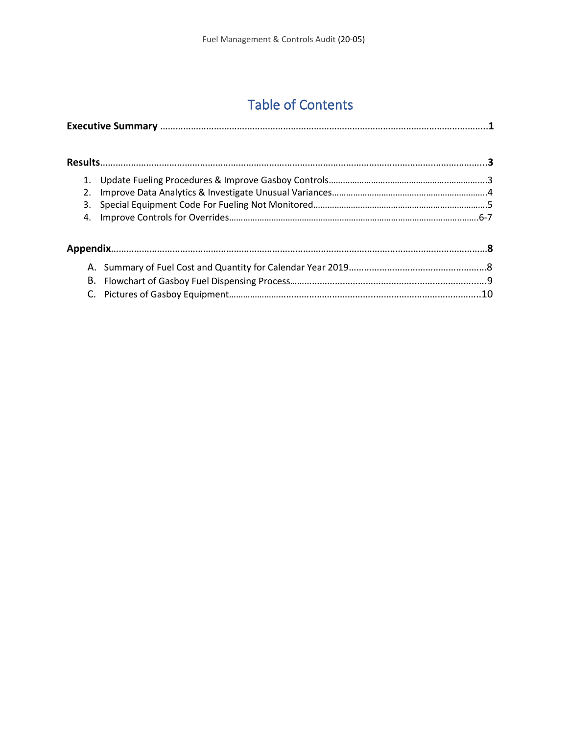# Table of Contents

**Executive Summary** ..........1

**Results**..........3

1. Update Fueling Procedures & Improve Gasboy Controls..........3
2. Improve Data Analytics & Investigate Unusual Variances..........4
3. Special Equipment Code For Fueling Not Monitored..........5
4. Improve Controls for Overrides..........6-7

**Appendix**..........8

A. Summary of Fuel Cost and Quantity for Calendar Year 2019..........8
B. Flowchart of Gasboy Fuel Dispensing Process..........9
C. Pictures of Gasboy Equipment..........10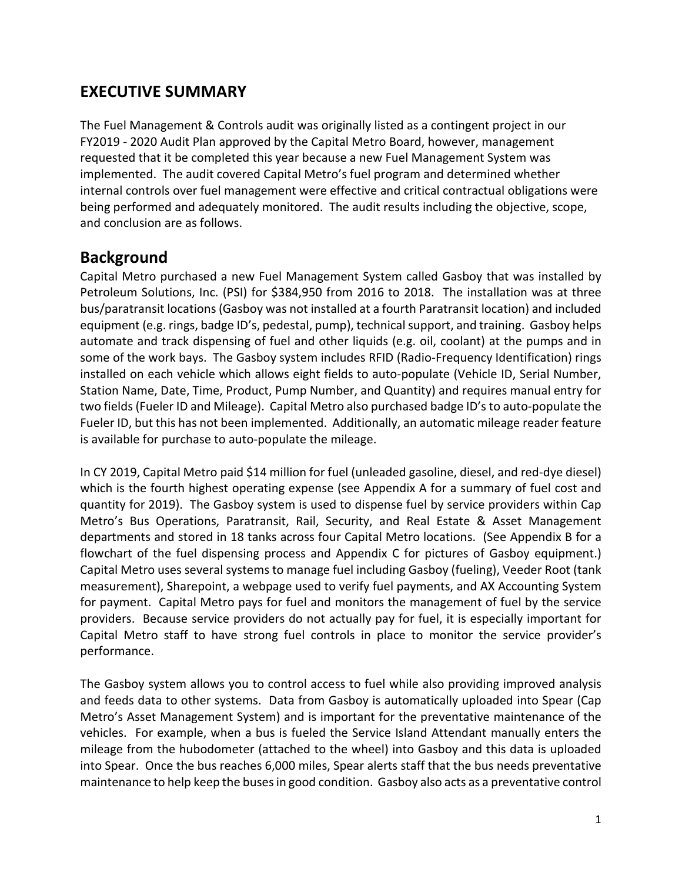# EXECUTIVE SUMMARY

The Fuel Management & Controls audit was originally listed as a contingent project in our FY2019 - 2020 Audit Plan approved by the Capital Metro Board, however, management requested that it be completed this year because a new Fuel Management System was implemented. The audit covered Capital Metro's fuel program and determined whether internal controls over fuel management were effective and critical contractual obligations were being performed and adequately monitored. The audit results including the objective, scope, and conclusion are as follows.

## Background

Capital Metro purchased a new Fuel Management System called Gasboy that was installed by Petroleum Solutions, Inc. (PSI) for $384,950 from 2016 to 2018. The installation was at three bus/paratransit locations (Gasboy was not installed at a fourth Paratransit location) and included equipment (e.g. rings, badge ID's, pedestal, pump), technical support, and training. Gasboy helps automate and track dispensing of fuel and other liquids (e.g. oil, coolant) at the pumps and in some of the work bays. The Gasboy system includes RFID (Radio-Frequency Identification) rings installed on each vehicle which allows eight fields to auto-populate (Vehicle ID, Serial Number, Station Name, Date, Time, Product, Pump Number, and Quantity) and requires manual entry for two fields (Fueler ID and Mileage). Capital Metro also purchased badge ID's to auto-populate the Fueler ID, but this has not been implemented. Additionally, an automatic mileage reader feature is available for purchase to auto-populate the mileage.

In CY 2019, Capital Metro paid $14 million for fuel (unleaded gasoline, diesel, and red-dye diesel) which is the fourth highest operating expense (see Appendix A for a summary of fuel cost and quantity for 2019). The Gasboy system is used to dispense fuel by service providers within Cap Metro's Bus Operations, Paratransit, Rail, Security, and Real Estate & Asset Management departments and stored in 18 tanks across four Capital Metro locations. (See Appendix B for a flowchart of the fuel dispensing process and Appendix C for pictures of Gasboy equipment.) Capital Metro uses several systems to manage fuel including Gasboy (fueling), Veeder Root (tank measurement), Sharepoint, a webpage used to verify fuel payments, and AX Accounting System for payment. Capital Metro pays for fuel and monitors the management of fuel by the service providers. Because service providers do not actually pay for fuel, it is especially important for Capital Metro staff to have strong fuel controls in place to monitor the service provider's performance.

The Gasboy system allows you to control access to fuel while also providing improved analysis and feeds data to other systems. Data from Gasboy is automatically uploaded into Spear (Cap Metro's Asset Management System) and is important for the preventative maintenance of the vehicles. For example, when a bus is fueled the Service Island Attendant manually enters the mileage from the hubodometer (attached to the wheel) into Gasboy and this data is uploaded into Spear. Once the bus reaches 6,000 miles, Spear alerts staff that the bus needs preventative maintenance to help keep the buses in good condition. Gasboy also acts as a preventative control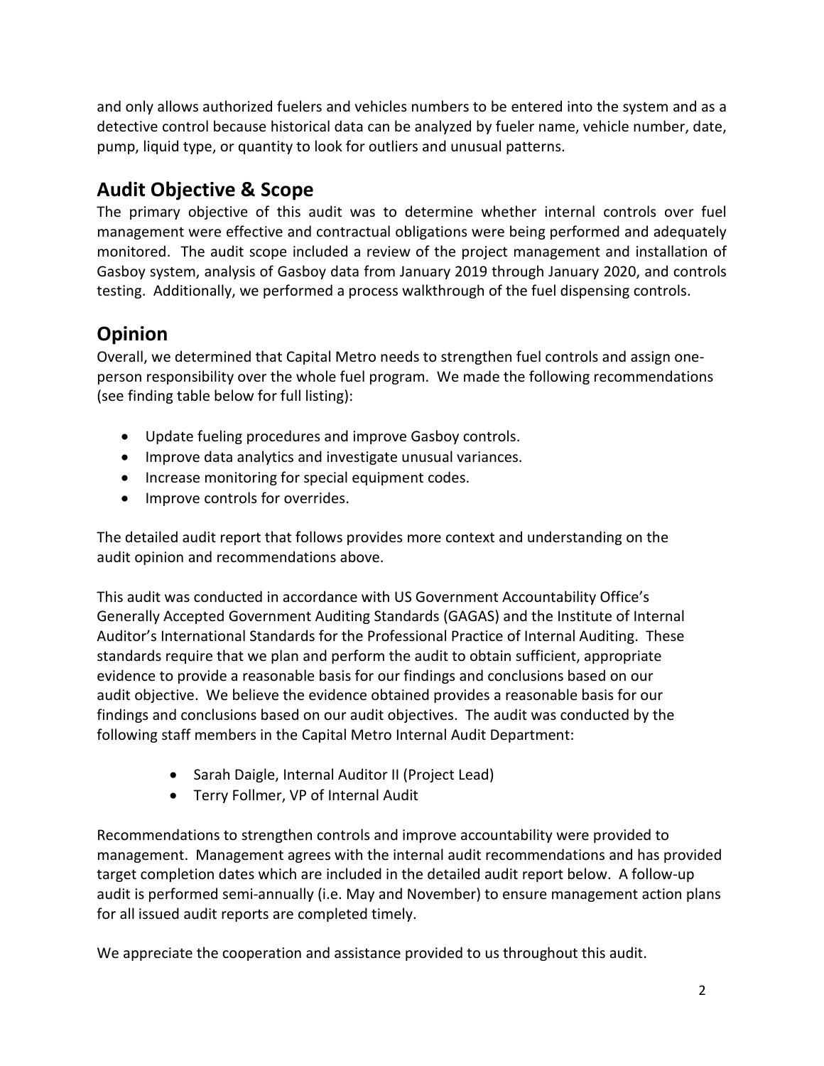and only allows authorized fuelers and vehicles numbers to be entered into the system and as a detective control because historical data can be analyzed by fueler name, vehicle number, date, pump, liquid type, or quantity to look for outliers and unusual patterns.

## Audit Objective & Scope

The primary objective of this audit was to determine whether internal controls over fuel management were effective and contractual obligations were being performed and adequately monitored. The audit scope included a review of the project management and installation of Gasboy system, analysis of Gasboy data from January 2019 through January 2020, and controls testing. Additionally, we performed a process walkthrough of the fuel dispensing controls.

## Opinion

Overall, we determined that Capital Metro needs to strengthen fuel controls and assign one-person responsibility over the whole fuel program. We made the following recommendations (see finding table below for full listing):

- Update fueling procedures and improve Gasboy controls.
- Improve data analytics and investigate unusual variances.
- Increase monitoring for special equipment codes.
- Improve controls for overrides.

The detailed audit report that follows provides more context and understanding on the audit opinion and recommendations above.

This audit was conducted in accordance with US Government Accountability Office's Generally Accepted Government Auditing Standards (GAGAS) and the Institute of Internal Auditor's International Standards for the Professional Practice of Internal Auditing. These standards require that we plan and perform the audit to obtain sufficient, appropriate evidence to provide a reasonable basis for our findings and conclusions based on our audit objective. We believe the evidence obtained provides a reasonable basis for our findings and conclusions based on our audit objectives. The audit was conducted by the following staff members in the Capital Metro Internal Audit Department:

- Sarah Daigle, Internal Auditor II (Project Lead)
- Terry Follmer, VP of Internal Audit

Recommendations to strengthen controls and improve accountability were provided to management. Management agrees with the internal audit recommendations and has provided target completion dates which are included in the detailed audit report below. A follow-up audit is performed semi-annually (i.e. May and November) to ensure management action plans for all issued audit reports are completed timely.

We appreciate the cooperation and assistance provided to us throughout this audit.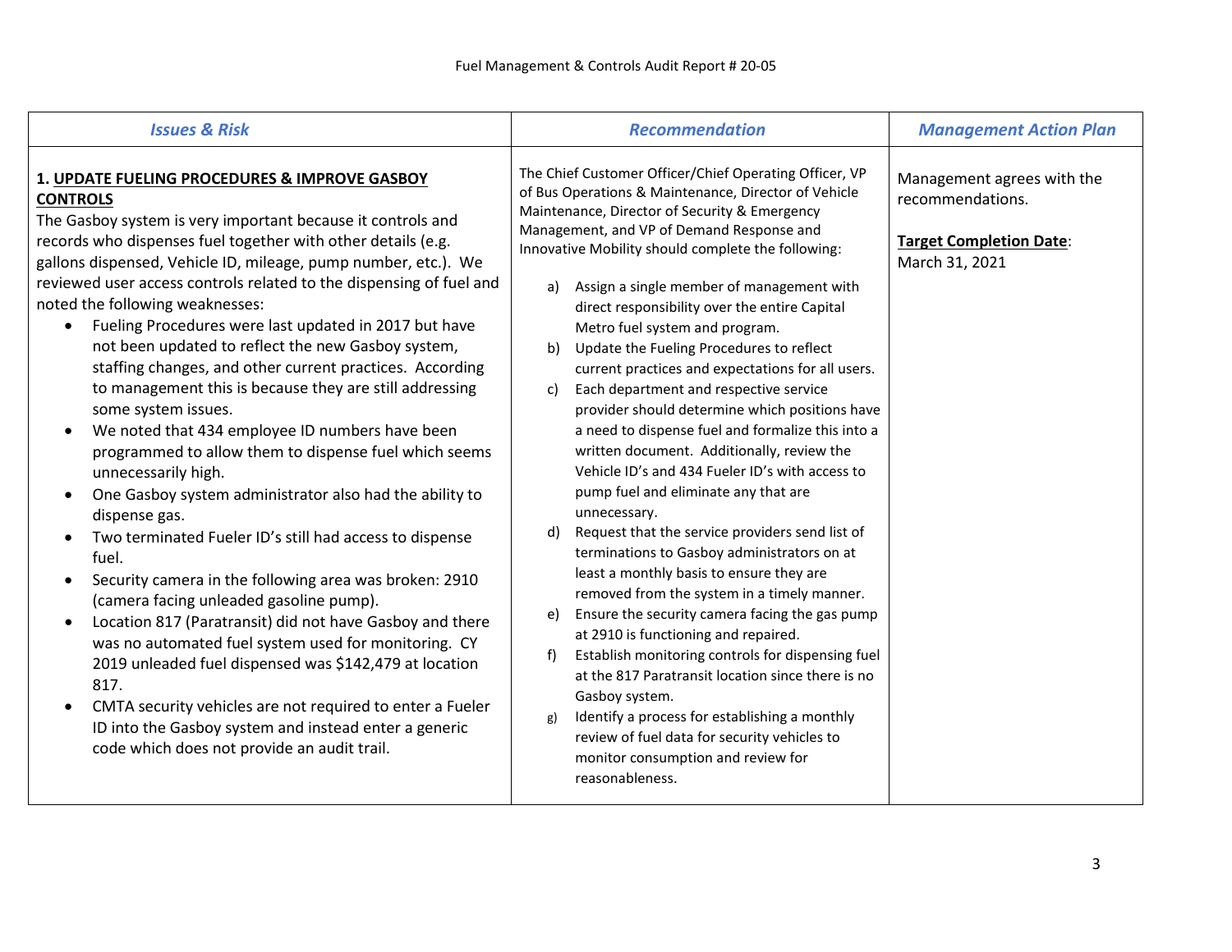| *Issues & Risk* | *Recommendation* | *Management Action Plan* |
|---|---|---|
| **1. UPDATE FUELING PROCEDURES & IMPROVE GASBOY CONTROLS**<br>The Gasboy system is very important because it controls and records who dispenses fuel together with other details (e.g. gallons dispensed, Vehicle ID, mileage, pump number, etc.). We reviewed user access controls related to the dispensing of fuel and noted the following weaknesses:<br>• Fueling Procedures were last updated in 2017 but have not been updated to reflect the new Gasboy system, staffing changes, and other current practices. According to management this is because they are still addressing some system issues.<br>• We noted that 434 employee ID numbers have been programmed to allow them to dispense fuel which seems unnecessarily high.<br>• One Gasboy system administrator also had the ability to dispense gas.<br>• Two terminated Fueler ID's still had access to dispense fuel.<br>• Security camera in the following area was broken: 2910 (camera facing unleaded gasoline pump).<br>• Location 817 (Paratransit) did not have Gasboy and there was no automated fuel system used for monitoring. CY 2019 unleaded fuel dispensed was $142,479 at location 817.<br>• CMTA security vehicles are not required to enter a Fueler ID into the Gasboy system and instead enter a generic code which does not provide an audit trail. | The Chief Customer Officer/Chief Operating Officer, VP of Bus Operations & Maintenance, Director of Vehicle Maintenance, Director of Security & Emergency Management, and VP of Demand Response and Innovative Mobility should complete the following:<br>a) Assign a single member of management with direct responsibility over the entire Capital Metro fuel system and program.<br>b) Update the Fueling Procedures to reflect current practices and expectations for all users.<br>c) Each department and respective service provider should determine which positions have a need to dispense fuel and formalize this into a written document. Additionally, review the Vehicle ID's and 434 Fueler ID's with access to pump fuel and eliminate any that are unnecessary.<br>d) Request that the service providers send list of terminations to Gasboy administrators on at least a monthly basis to ensure they are removed from the system in a timely manner.<br>e) Ensure the security camera facing the gas pump at 2910 is functioning and repaired.<br>f) Establish monitoring controls for dispensing fuel at the 817 Paratransit location since there is no Gasboy system.<br>g) Identify a process for establishing a monthly review of fuel data for security vehicles to monitor consumption and review for reasonableness. | Management agrees with the recommendations.<br><br>**Target Completion Date**:<br>March 31, 2021 |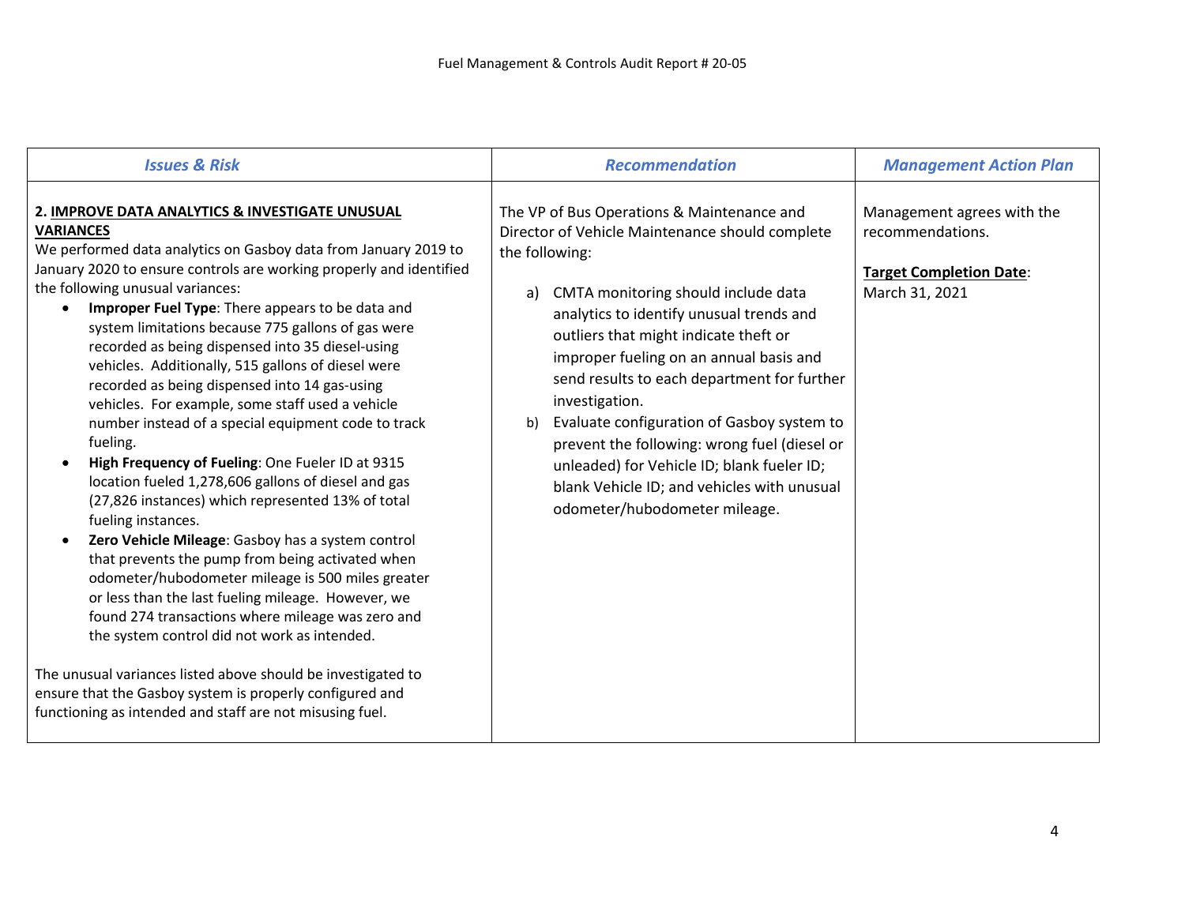| *Issues & Risk* | *Recommendation* | *Management Action Plan* |
|---|---|---|
| **2. IMPROVE DATA ANALYTICS & INVESTIGATE UNUSUAL VARIANCES**<br>We performed data analytics on Gasboy data from January 2019 to January 2020 to ensure controls are working properly and identified the following unusual variances:<br>• **Improper Fuel Type**: There appears to be data and system limitations because 775 gallons of gas were recorded as being dispensed into 35 diesel-using vehicles. Additionally, 515 gallons of diesel were recorded as being dispensed into 14 gas-using vehicles. For example, some staff used a vehicle number instead of a special equipment code to track fueling.<br>• **High Frequency of Fueling**: One Fueler ID at 9315 location fueled 1,278,606 gallons of diesel and gas (27,826 instances) which represented 13% of total fueling instances.<br>• **Zero Vehicle Mileage**: Gasboy has a system control that prevents the pump from being activated when odometer/hubodometer mileage is 500 miles greater or less than the last fueling mileage. However, we found 274 transactions where mileage was zero and the system control did not work as intended.<br><br>The unusual variances listed above should be investigated to ensure that the Gasboy system is properly configured and functioning as intended and staff are not misusing fuel. | The VP of Bus Operations & Maintenance and Director of Vehicle Maintenance should complete the following:<br><br>a) CMTA monitoring should include data analytics to identify unusual trends and outliers that might indicate theft or improper fueling on an annual basis and send results to each department for further investigation.<br>b) Evaluate configuration of Gasboy system to prevent the following: wrong fuel (diesel or unleaded) for Vehicle ID; blank fueler ID; blank Vehicle ID; and vehicles with unusual odometer/hubodometer mileage. | Management agrees with the recommendations.<br><br>**Target Completion Date**: March 31, 2021 |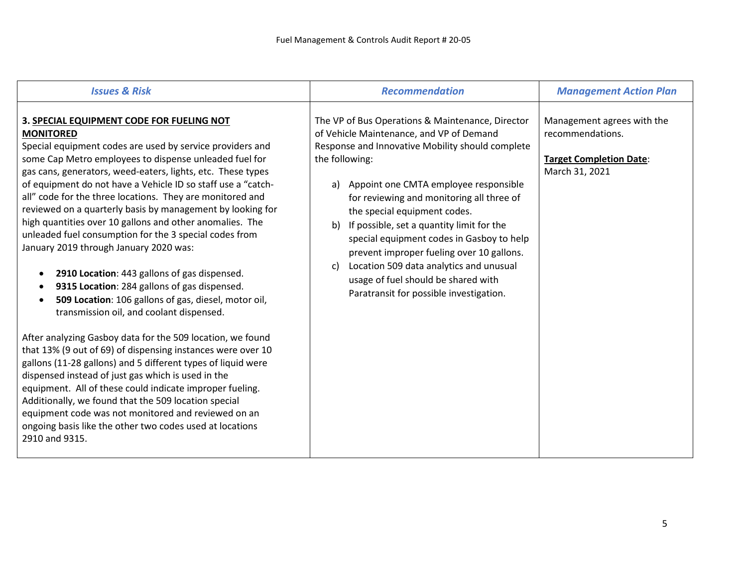| *Issues & Risk* | *Recommendation* | *Management Action Plan* |
|---|---|---|
| **3. SPECIAL EQUIPMENT CODE FOR FUELING NOT MONITORED**<br>Special equipment codes are used by service providers and some Cap Metro employees to dispense unleaded fuel for gas cans, generators, weed-eaters, lights, etc. These types of equipment do not have a Vehicle ID so staff use a "catch-all" code for the three locations. They are monitored and reviewed on a quarterly basis by management by looking for high quantities over 10 gallons and other anomalies. The unleaded fuel consumption for the 3 special codes from January 2019 through January 2020 was:<br>• **2910 Location**: 443 gallons of gas dispensed.<br>• **9315 Location**: 284 gallons of gas dispensed.<br>• **509 Location**: 106 gallons of gas, diesel, motor oil, transmission oil, and coolant dispensed.<br><br>After analyzing Gasboy data for the 509 location, we found that 13% (9 out of 69) of dispensing instances were over 10 gallons (11-28 gallons) and 5 different types of liquid were dispensed instead of just gas which is used in the equipment. All of these could indicate improper fueling. Additionally, we found that the 509 location special equipment code was not monitored and reviewed on an ongoing basis like the other two codes used at locations 2910 and 9315. | The VP of Bus Operations & Maintenance, Director of Vehicle Maintenance, and VP of Demand Response and Innovative Mobility should complete the following:<br><br>a) Appoint one CMTA employee responsible for reviewing and monitoring all three of the special equipment codes.<br>b) If possible, set a quantity limit for the special equipment codes in Gasboy to help prevent improper fueling over 10 gallons.<br>c) Location 509 data analytics and unusual usage of fuel should be shared with Paratransit for possible investigation. | Management agrees with the recommendations.<br><br>**Target Completion Date**:<br>March 31, 2021 |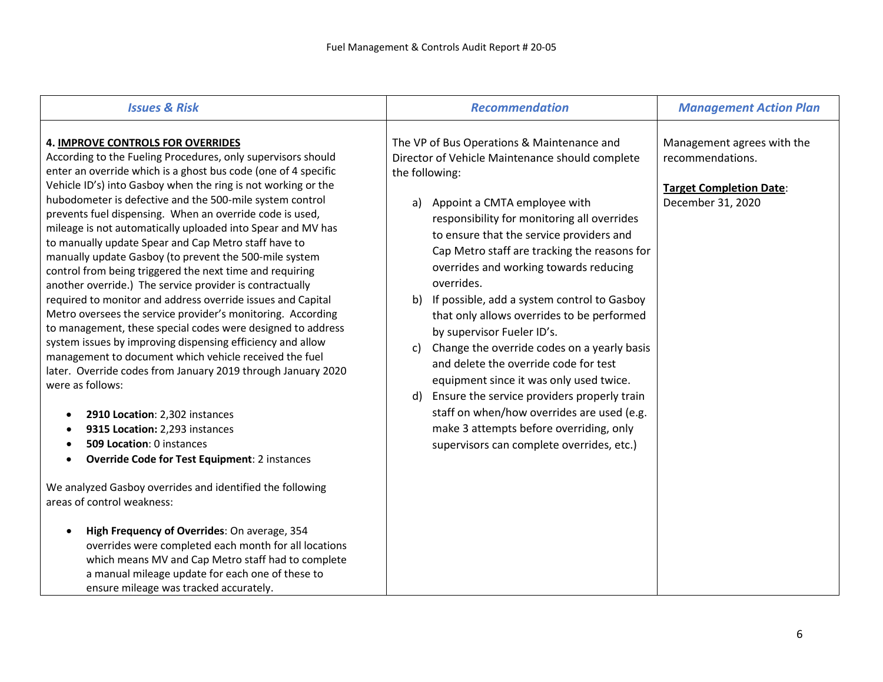| *Issues & Risk* | *Recommendation* | *Management Action Plan* |
|---|---|---|
| **4. IMPROVE CONTROLS FOR OVERRIDES**<br>According to the Fueling Procedures, only supervisors should enter an override which is a ghost bus code (one of 4 specific Vehicle ID's) into Gasboy when the ring is not working or the hubodometer is defective and the 500-mile system control prevents fuel dispensing. When an override code is used, mileage is not automatically uploaded into Spear and MV has to manually update Spear and Cap Metro staff have to manually update Gasboy (to prevent the 500-mile system control from being triggered the next time and requiring another override.) The service provider is contractually required to monitor and address override issues and Capital Metro oversees the service provider's monitoring. According to management, these special codes were designed to address system issues by improving dispensing efficiency and allow management to document which vehicle received the fuel later. Override codes from January 2019 through January 2020 were as follows:<br><br>• **2910 Location**: 2,302 instances<br>• **9315 Location:** 2,293 instances<br>• **509 Location**: 0 instances<br>• **Override Code for Test Equipment**: 2 instances<br><br>We analyzed Gasboy overrides and identified the following areas of control weakness:<br><br>• **High Frequency of Overrides**: On average, 354 overrides were completed each month for all locations which means MV and Cap Metro staff had to complete a manual mileage update for each one of these to ensure mileage was tracked accurately. | The VP of Bus Operations & Maintenance and Director of Vehicle Maintenance should complete the following:<br><br>a) Appoint a CMTA employee with responsibility for monitoring all overrides to ensure that the service providers and Cap Metro staff are tracking the reasons for overrides and working towards reducing overrides.<br>b) If possible, add a system control to Gasboy that only allows overrides to be performed by supervisor Fueler ID's.<br>c) Change the override codes on a yearly basis and delete the override code for test equipment since it was only used twice.<br>d) Ensure the service providers properly train staff on when/how overrides are used (e.g. make 3 attempts before overriding, only supervisors can complete overrides, etc.) | Management agrees with the recommendations.<br><br>**Target Completion Date**:<br>December 31, 2020 |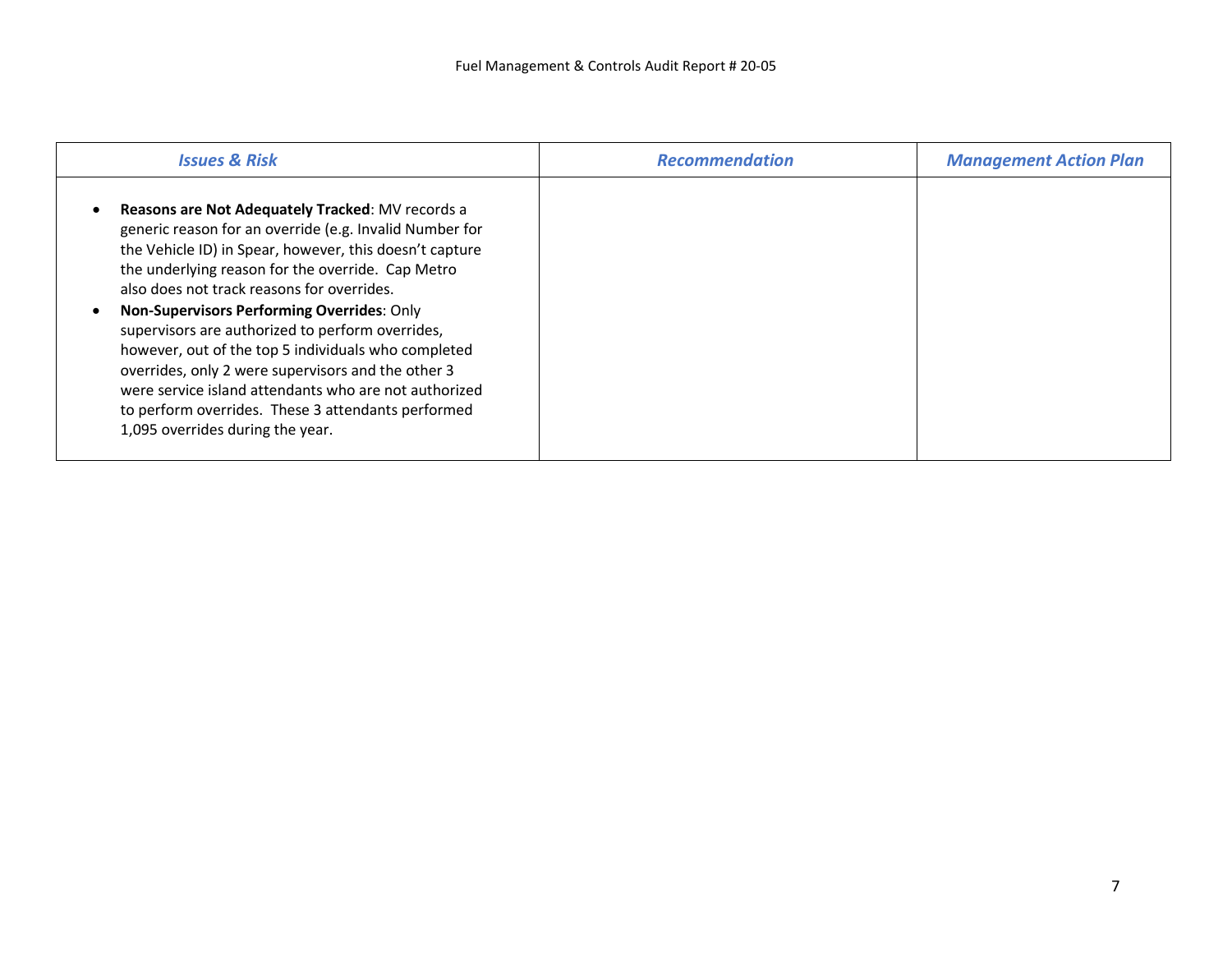| *Issues & Risk* | *Recommendation* | *Management Action Plan* |
| --- | --- | --- |
| • **Reasons are Not Adequately Tracked**: MV records a generic reason for an override (e.g. Invalid Number for the Vehicle ID) in Spear, however, this doesn't capture the underlying reason for the override. Cap Metro also does not track reasons for overrides.<br>• **Non-Supervisors Performing Overrides**: Only supervisors are authorized to perform overrides, however, out of the top 5 individuals who completed overrides, only 2 were supervisors and the other 3 were service island attendants who are not authorized to perform overrides. These 3 attendants performed 1,095 overrides during the year. | | |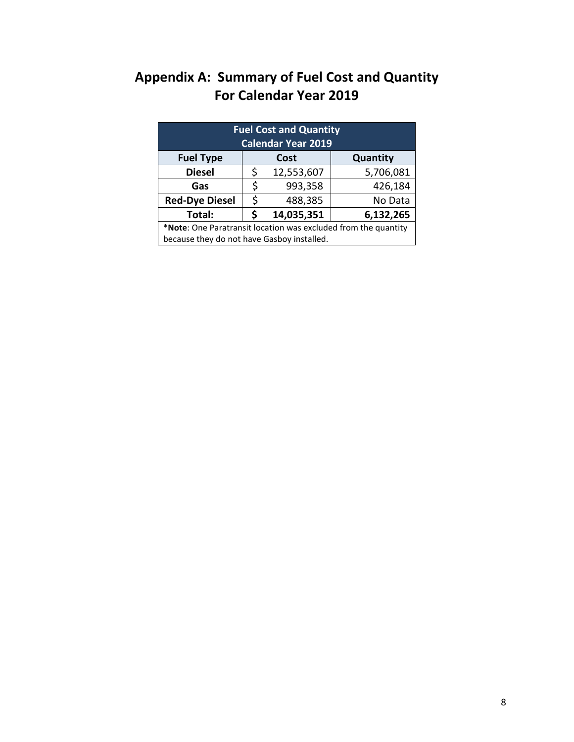# Appendix A: Summary of Fuel Cost and Quantity For Calendar Year 2019

| Fuel Cost and Quantity Calendar Year 2019 | | |
|---|---|---|
| **Fuel Type** | **Cost** | **Quantity** |
| **Diesel** | $ 12,553,607 | 5,706,081 |
| **Gas** | $ 993,358 | 426,184 |
| **Red-Dye Diesel** | $ 488,385 | No Data |
| **Total:** | **$ 14,035,351** | **6,132,265** |

*__Note__: One Paratransit location was excluded from the quantity because they do not have Gasboy installed.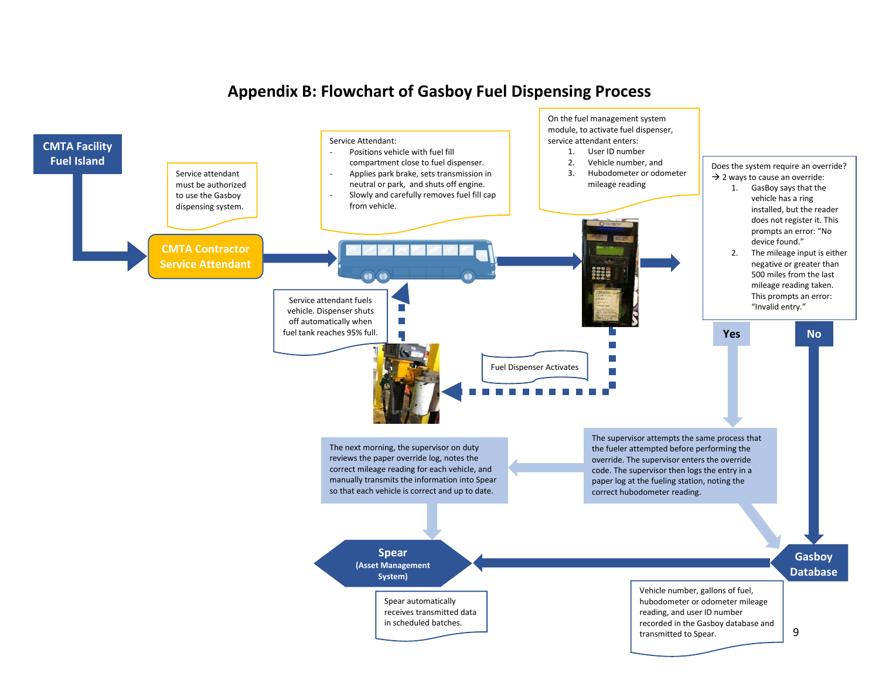# Appendix B: Flowchart of Gasboy Fuel Dispensing Process

**CMTA Facility Fuel Island**

Service attendant must be authorized to use the Gasboy dispensing system.

**CMTA Contractor Service Attendant**

Service Attendant:

- Positions vehicle with fuel fill compartment close to fuel dispenser.
- Applies park brake, sets transmission in neutral or park, and shuts off engine.
- Slowly and carefully removes fuel fill cap from vehicle.

On the fuel management system module, to activate fuel dispenser, service attendant enters:

1. User ID number
2. Vehicle number, and
3. Hubodometer or odometer mileage reading

Does the system require an override?
→ 2 ways to cause an override:

1. GasBoy says that the vehicle has a ring installed, but the reader does not register it. This prompts an error: "No device found."
2. The mileage input is either negative or greater than 500 miles from the last mileage reading taken. This prompts an error: "Invalid entry."

**Yes**

**No**

Fuel Dispenser Activates

Service attendant fuels vehicle. Dispenser shuts off automatically when fuel tank reaches 95% full.

The supervisor attempts the same process that the fueler attempted before performing the override. The supervisor enters the override code. The supervisor then logs the entry in a paper log at the fueling station, noting the correct hubodometer reading.

The next morning, the supervisor on duty reviews the paper override log, notes the correct mileage reading for each vehicle, and manually transmits the information into Spear so that each vehicle is correct and up to date.

**Gasboy Database**

Vehicle number, gallons of fuel, hubodometer or odometer mileage reading, and user ID number recorded in the Gasboy database and transmitted to Spear.

**Spear (Asset Management System)**

Spear automatically receives transmitted data in scheduled batches.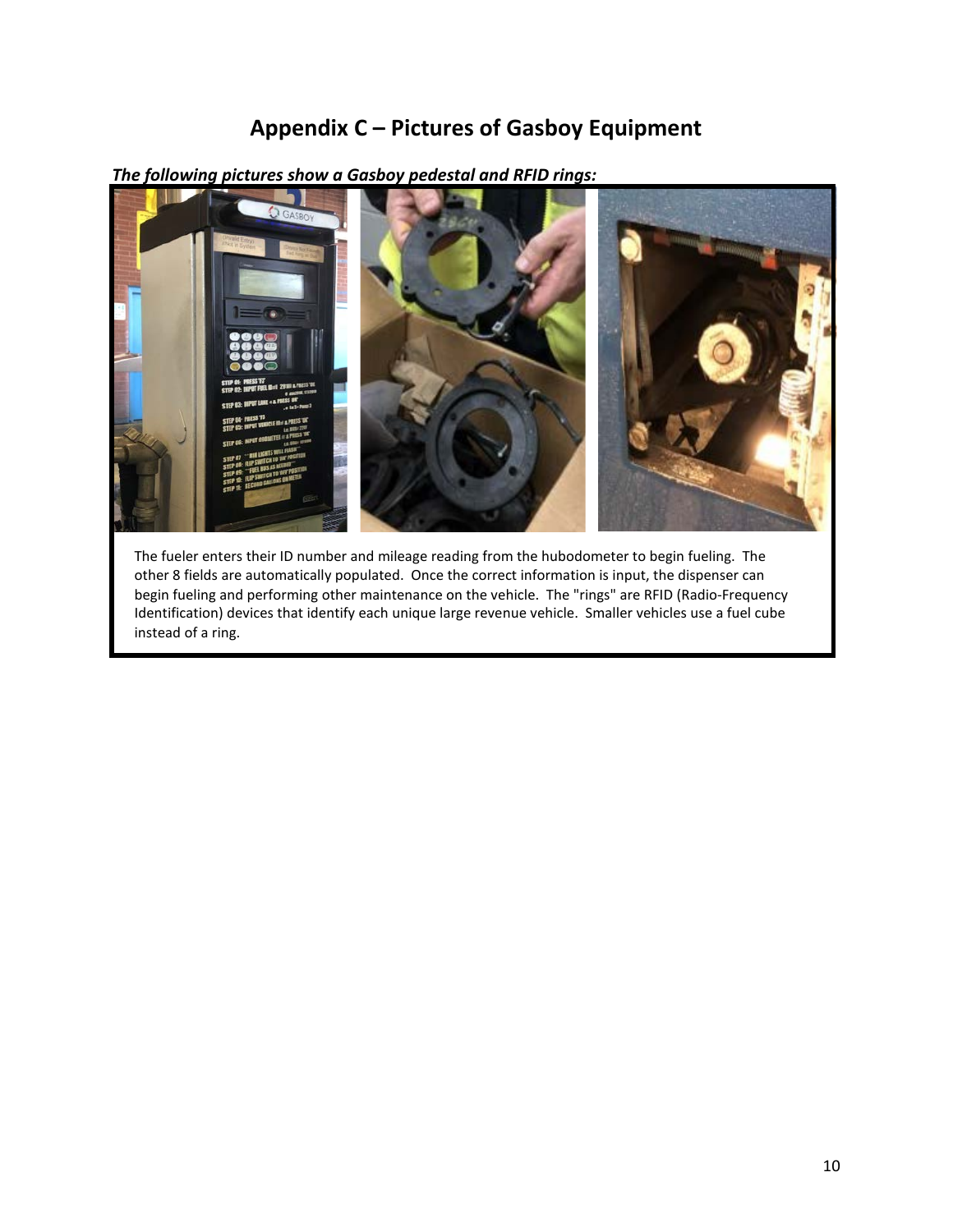# Appendix C – Pictures of Gasboy Equipment

***The following pictures show a Gasboy pedestal and RFID rings:***

The fueler enters their ID number and mileage reading from the hubodometer to begin fueling. The other 8 fields are automatically populated. Once the correct information is input, the dispenser can begin fueling and performing other maintenance on the vehicle. The "rings" are RFID (Radio-Frequency Identification) devices that identify each unique large revenue vehicle. Smaller vehicles use a fuel cube instead of a ring.